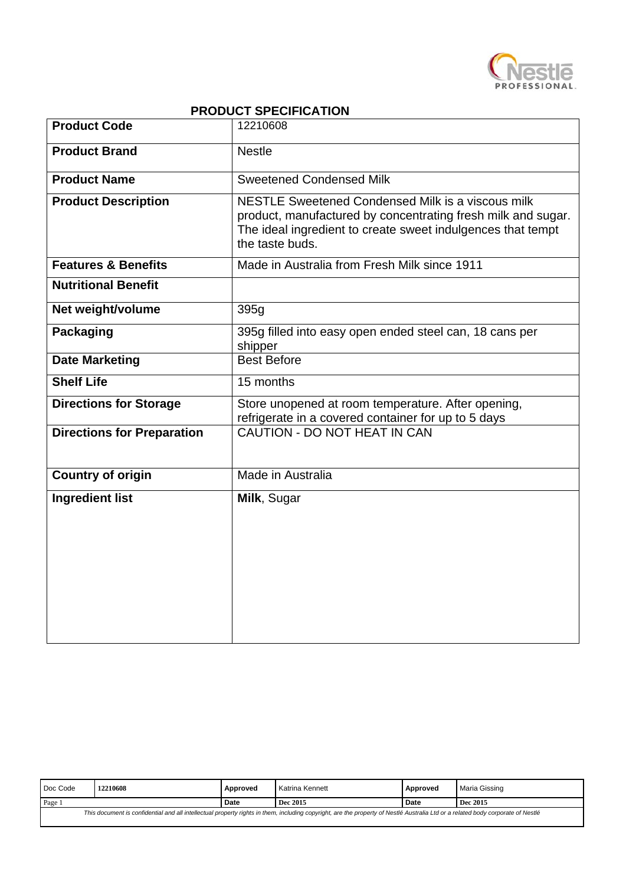## PRODUCT SPECIFICATION

| **Product Code** | 12210608 |
|---|---|
| **Product Brand** | Nestle |
| **Product Name** | Sweetened Condensed Milk |
| **Product Description** | NESTLE Sweetened Condensed Milk is a viscous milk product, manufactured by concentrating fresh milk and sugar. The ideal ingredient to create sweet indulgences that tempt the taste buds. |
| **Features & Benefits** | Made in Australia from Fresh Milk since 1911 |
| **Nutritional Benefit** | |
| **Net weight/volume** | 395g |
| **Packaging** | 395g filled into easy open ended steel can, 18 cans per shipper |
| **Date Marketing** | Best Before |
| **Shelf Life** | 15 months |
| **Directions for Storage** | Store unopened at room temperature. After opening, refrigerate in a covered container for up to 5 days |
| **Directions for Preparation** | CAUTION - DO NOT HEAT IN CAN |
| **Country of origin** | Made in Australia |
| **Ingredient list** | **Milk**, Sugar |

| Doc Code | 12210608 | **Approved** | Katrina Kennett | **Approved** | Maria Gissing |
|---|---|---|---|---|---|
| | | **Date** | **Dec 2015** | **Date** | **Dec 2015** |

*This document is confidential and all intellectual property rights in them, including copyright, are the property of Nestlé Australia Ltd or a related body corporate of Nestlé*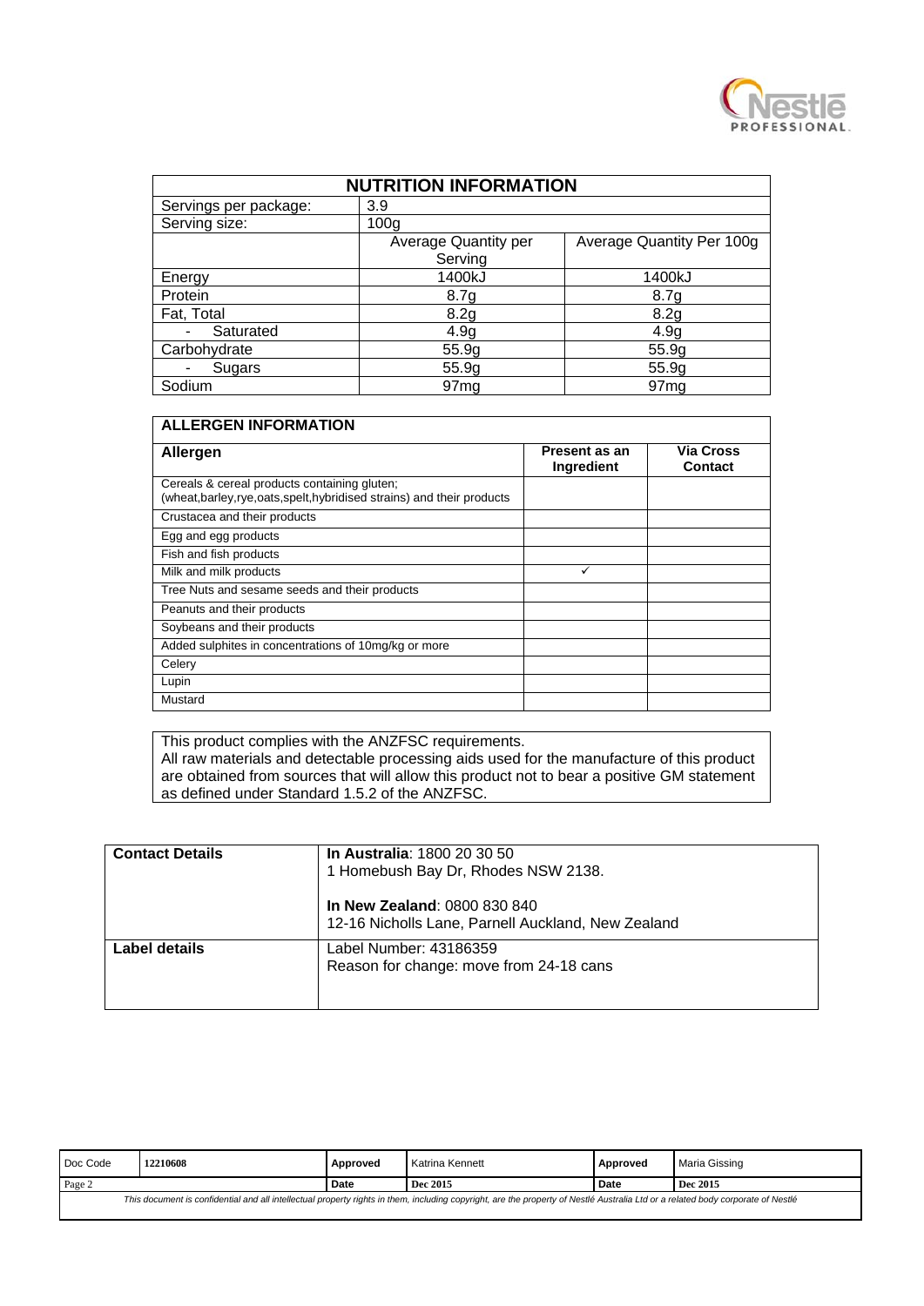| NUTRITION INFORMATION | | |
|---|---|---|
| Servings per package: | 3.9 | |
| Serving size: | 100g | |
| | Average Quantity per Serving | Average Quantity Per 100g |
| Energy | 1400kJ | 1400kJ |
| Protein | 8.7g | 8.7g |
| Fat, Total | 8.2g | 8.2g |
| - Saturated | 4.9g | 4.9g |
| Carbohydrate | 55.9g | 55.9g |
| - Sugars | 55.9g | 55.9g |
| Sodium | 97mg | 97mg |

| ALLERGEN INFORMATION | | |
|---|---|---|
| **Allergen** | **Present as an Ingredient** | **Via Cross Contact** |
| Cereals & cereal products containing gluten; (wheat,barley,rye,oats,spelt,hybridised strains) and their products | | |
| Crustacea and their products | | |
| Egg and egg products | | |
| Fish and fish products | | |
| Milk and milk products | ✓ | |
| Tree Nuts and sesame seeds and their products | | |
| Peanuts and their products | | |
| Soybeans and their products | | |
| Added sulphites in concentrations of 10mg/kg or more | | |
| Celery | | |
| Lupin | | |
| Mustard | | |

This product complies with the ANZFSC requirements.
All raw materials and detectable processing aids used for the manufacture of this product are obtained from sources that will allow this product not to bear a positive GM statement as defined under Standard 1.5.2 of the ANZFSC.

| | |
|---|---|
| **Contact Details** | **In Australia**: 1800 20 30 50<br>1 Homebush Bay Dr, Rhodes NSW 2138.<br><br>**In New Zealand**: 0800 830 840<br>12-16 Nicholls Lane, Parnell Auckland, New Zealand |
| **Label details** | Label Number: 43186359<br>Reason for change: move from 24-18 cans |

| | | | | | |
|---|---|---|---|---|---|
| Doc Code | 12210608 | Approved | Katrina Kennett | Approved | Maria Gissing |
| | | Date | Dec 2015 | Date | Dec 2015 |

*This document is confidential and all intellectual property rights in them, including copyright, are the property of Nestlé Australia Ltd or a related body corporate of Nestlé*